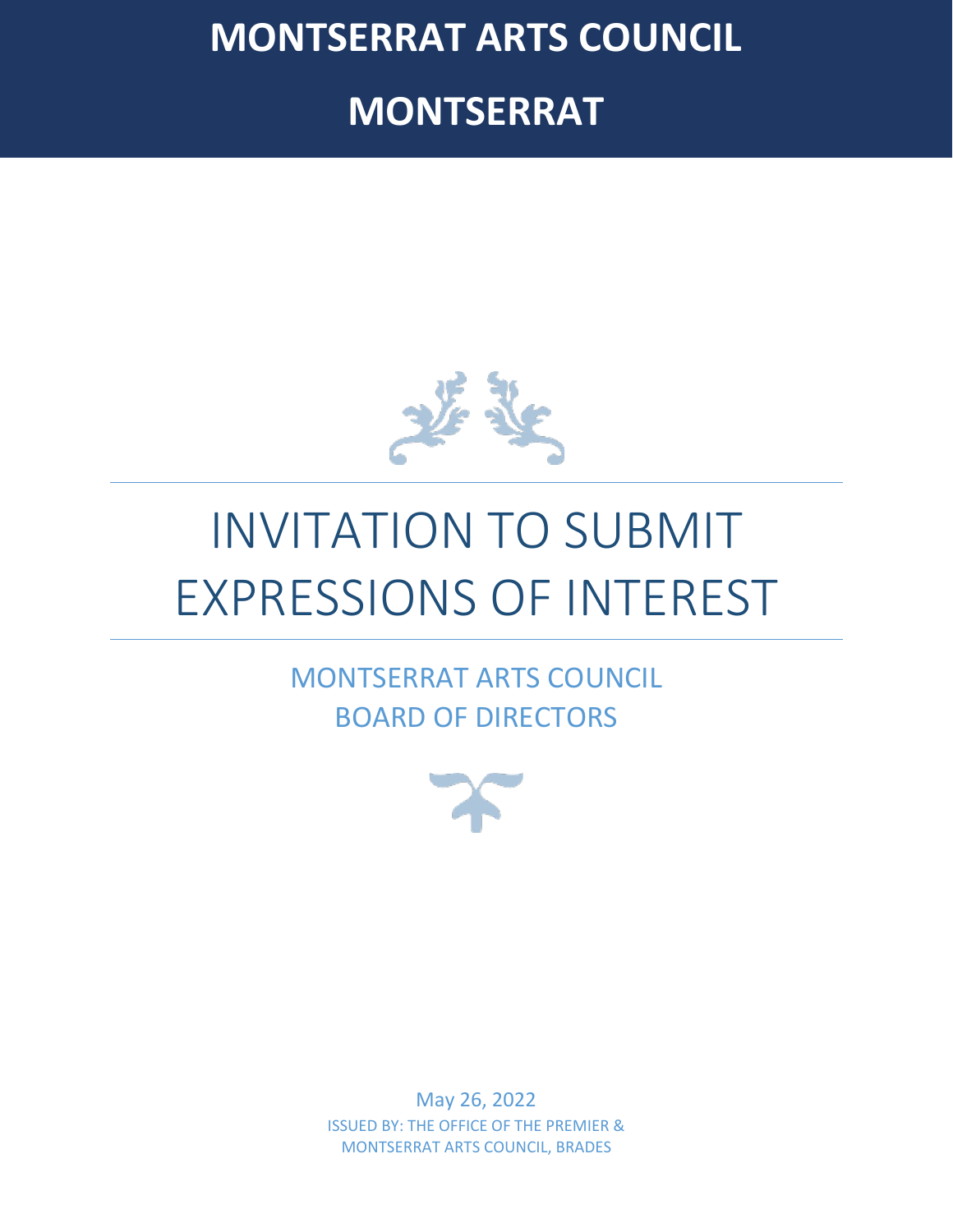# MONTSERRAT ARTS COUNCIL

# MONTSERRAT

# INVITATION TO SUBMIT EXPRESSIONS OF INTEREST

## MONTSERRAT ARTS COUNCIL
## BOARD OF DIRECTORS

May 26, 2022

ISSUED BY: THE OFFICE OF THE PREMIER & MONTSERRAT ARTS COUNCIL, BRADES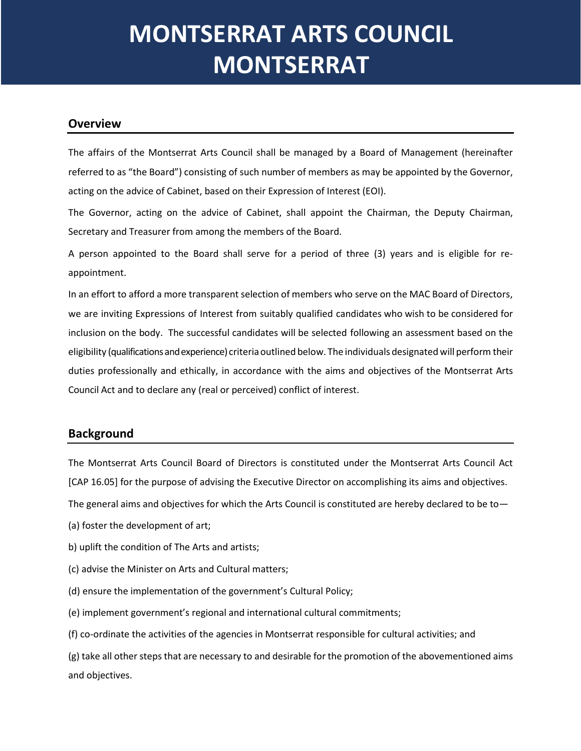# MONTSERRAT ARTS COUNCIL MONTSERRAT

## Overview

The affairs of the Montserrat Arts Council shall be managed by a Board of Management (hereinafter referred to as "the Board") consisting of such number of members as may be appointed by the Governor, acting on the advice of Cabinet, based on their Expression of Interest (EOI).

The Governor, acting on the advice of Cabinet, shall appoint the Chairman, the Deputy Chairman, Secretary and Treasurer from among the members of the Board.

A person appointed to the Board shall serve for a period of three (3) years and is eligible for re-appointment.

In an effort to afford a more transparent selection of members who serve on the MAC Board of Directors, we are inviting Expressions of Interest from suitably qualified candidates who wish to be considered for inclusion on the body. The successful candidates will be selected following an assessment based on the eligibility (qualifications and experience) criteria outlined below. The individuals designated will perform their duties professionally and ethically, in accordance with the aims and objectives of the Montserrat Arts Council Act and to declare any (real or perceived) conflict of interest.

## Background

The Montserrat Arts Council Board of Directors is constituted under the Montserrat Arts Council Act [CAP 16.05] for the purpose of advising the Executive Director on accomplishing its aims and objectives.

The general aims and objectives for which the Arts Council is constituted are hereby declared to be to—

(a) foster the development of art;

b) uplift the condition of The Arts and artists;

(c) advise the Minister on Arts and Cultural matters;

(d) ensure the implementation of the government's Cultural Policy;

(e) implement government's regional and international cultural commitments;

(f) co-ordinate the activities of the agencies in Montserrat responsible for cultural activities; and

(g) take all other steps that are necessary to and desirable for the promotion of the abovementioned aims and objectives.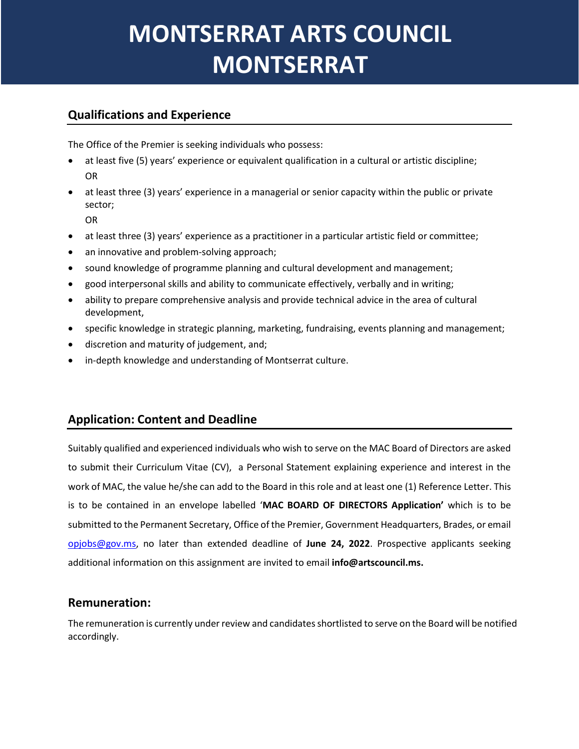# MONTSERRAT ARTS COUNCIL MONTSERRAT

## Qualifications and Experience

The Office of the Premier is seeking individuals who possess:

- at least five (5) years' experience or equivalent qualification in a cultural or artistic discipline;
  OR
- at least three (3) years' experience in a managerial or senior capacity within the public or private sector;
  OR
- at least three (3) years' experience as a practitioner in a particular artistic field or committee;
- an innovative and problem-solving approach;
- sound knowledge of programme planning and cultural development and management;
- good interpersonal skills and ability to communicate effectively, verbally and in writing;
- ability to prepare comprehensive analysis and provide technical advice in the area of cultural development,
- specific knowledge in strategic planning, marketing, fundraising, events planning and management;
- discretion and maturity of judgement, and;
- in-depth knowledge and understanding of Montserrat culture.

## Application: Content and Deadline

Suitably qualified and experienced individuals who wish to serve on the MAC Board of Directors are asked to submit their Curriculum Vitae (CV), a Personal Statement explaining experience and interest in the work of MAC, the value he/she can add to the Board in this role and at least one (1) Reference Letter. This is to be contained in an envelope labelled '**MAC BOARD OF DIRECTORS Application'** which is to be submitted to the Permanent Secretary, Office of the Premier, Government Headquarters, Brades, or email opjobs@gov.ms, no later than extended deadline of **June 24, 2022**. Prospective applicants seeking additional information on this assignment are invited to email **info@artscouncil.ms.**

## Remuneration:

The remuneration is currently under review and candidates shortlisted to serve on the Board will be notified accordingly.